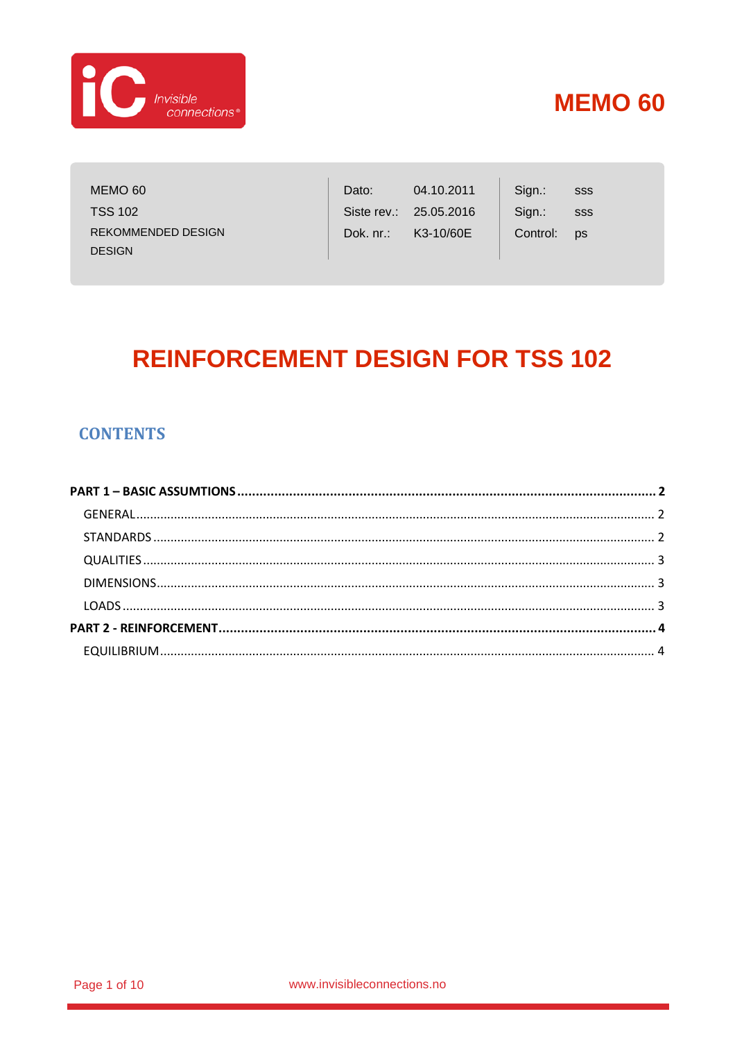# MEMO 60

| MEMO 60 | Dato: | 04.10.2011 | Sign.: | sss |
|---|---|---|---|---|
| TSS 102 | Siste rev.: | 25.05.2016 | Sign.: | sss |
| REKOMMENDED DESIGN | Dok. nr.: | K3-10/60E | Control: | ps |
| DESIGN | | | | |

# REINFORCEMENT DESIGN FOR TSS 102

## CONTENTS

**PART 1 – BASIC ASSUMTIONS ........ 2**

- GENERAL ........ 2
- STANDARDS ........ 2
- QUALITIES ........ 3
- DIMENSIONS ........ 3
- LOADS ........ 3

**PART 2 - REINFORCEMENT ........ 4**

- EQUILIBRIUM ........ 4

www.invisibleconnections.no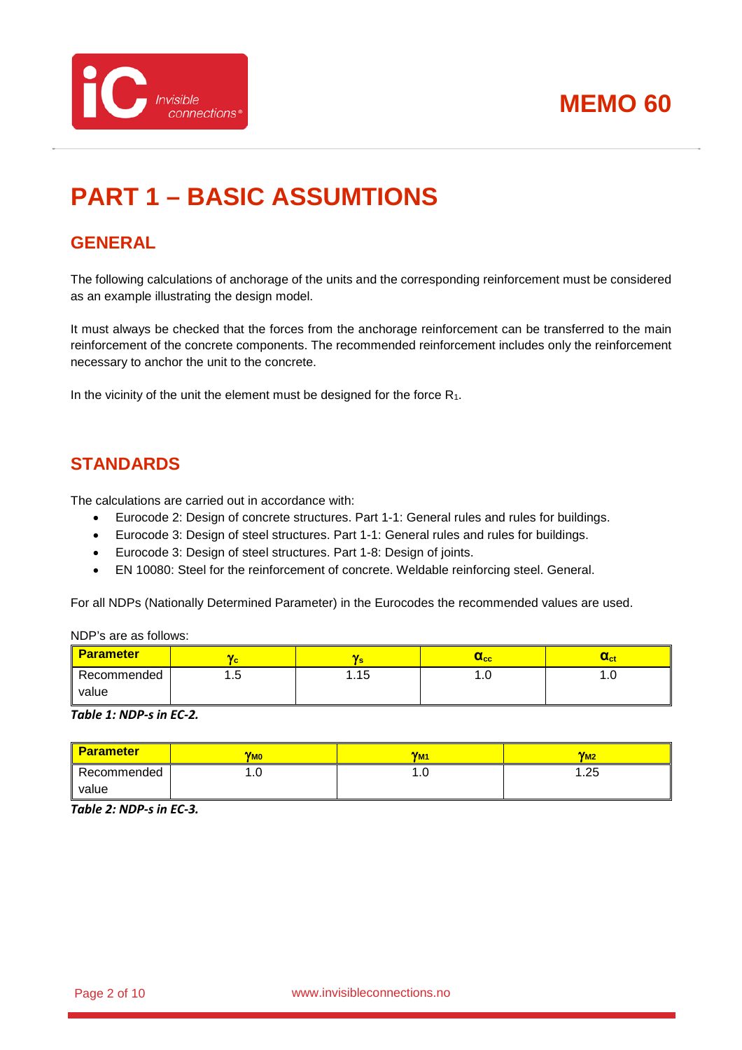# PART 1 – BASIC ASSUMTIONS

## GENERAL

The following calculations of anchorage of the units and the corresponding reinforcement must be considered as an example illustrating the design model.

It must always be checked that the forces from the anchorage reinforcement can be transferred to the main reinforcement of the concrete components. The recommended reinforcement includes only the reinforcement necessary to anchor the unit to the concrete.

In the vicinity of the unit the element must be designed for the force $R_1$.

## STANDARDS

The calculations are carried out in accordance with:

- Eurocode 2: Design of concrete structures. Part 1-1: General rules and rules for buildings.
- Eurocode 3: Design of steel structures. Part 1-1: General rules and rules for buildings.
- Eurocode 3: Design of steel structures. Part 1-8: Design of joints.
- EN 10080: Steel for the reinforcement of concrete. Weldable reinforcing steel. General.

For all NDPs (Nationally Determined Parameter) in the Eurocodes the recommended values are used.

NDP's are as follows:

| Parameter | $\gamma_c$ | $\gamma_s$ | $\alpha_{cc}$ | $\alpha_{ct}$ |
|---|---|---|---|---|
| Recommended value | 1.5 | 1.15 | 1.0 | 1.0 |

***Table 1: NDP-s in EC-2.***

| Parameter | $\gamma_{M0}$ | $\gamma_{M1}$ | $\gamma_{M2}$ |
|---|---|---|---|
| Recommended value | 1.0 | 1.0 | 1.25 |

***Table 2: NDP-s in EC-3.***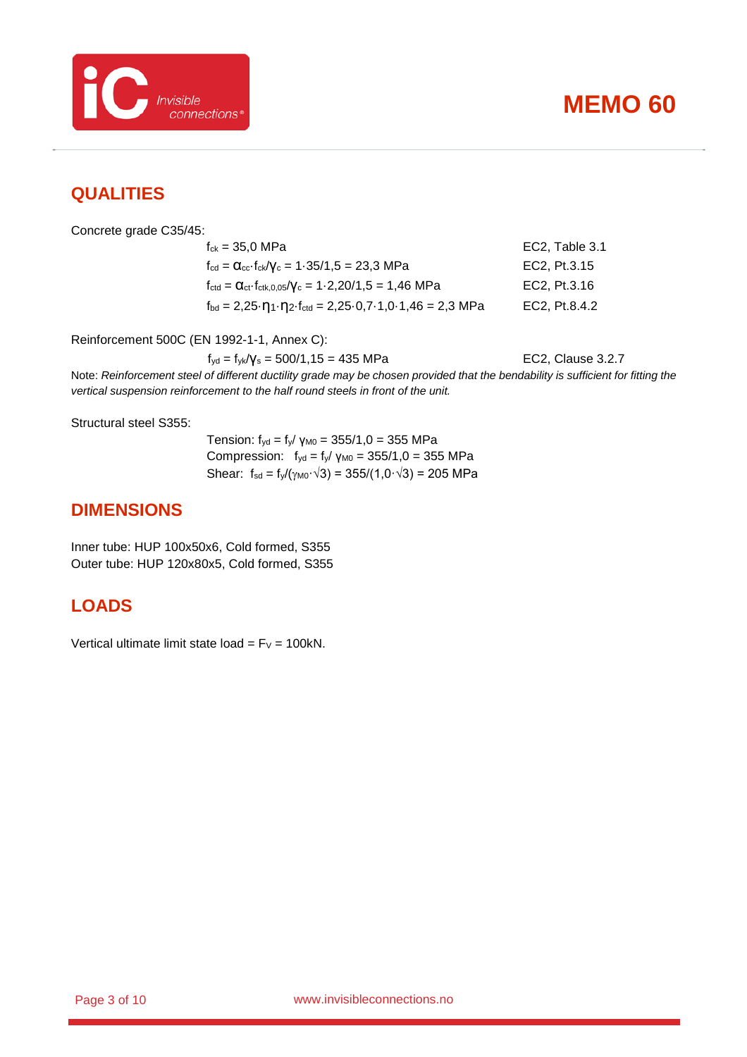# MEMO 60

## QUALITIES

Concrete grade C35/45:

| | |
|---|---|
| $f_{ck} = 35{,}0$ MPa | EC2, Table 3.1 |
| $f_{cd} = \alpha_{cc} \cdot f_{ck}/\gamma_c = 1 \cdot 35/1{,}5 = 23{,}3$ MPa | EC2, Pt.3.15 |
| $f_{ctd} = \alpha_{ct} \cdot f_{ctk,0,05}/\gamma_c = 1 \cdot 2{,}20/1{,}5 = 1{,}46$ MPa | EC2, Pt.3.16 |
| $f_{bd} = 2{,}25 \cdot \eta_1 \cdot \eta_2 \cdot f_{ctd} = 2{,}25 \cdot 0{,}7 \cdot 1{,}0 \cdot 1{,}46 = 2{,}3$ MPa | EC2, Pt.8.4.2 |

Reinforcement 500C (EN 1992-1-1, Annex C):

| | |
|---|---|
| $f_{yd} = f_{yk}/\gamma_s = 500/1{,}15 = 435$ MPa | EC2, Clause 3.2.7 |

Note: *Reinforcement steel of different ductility grade may be chosen provided that the bendability is sufficient for fitting the vertical suspension reinforcement to the half round steels in front of the unit.*

Structural steel S355:

Tension: $f_{yd} = f_y/\gamma_{M0} = 355/1{,}0 = 355$ MPa
Compression: $f_{yd} = f_y/\gamma_{M0} = 355/1{,}0 = 355$ MPa
Shear: $f_{sd} = f_y/(\gamma_{M0} \cdot \sqrt{3}) = 355/(1{,}0 \cdot \sqrt{3}) = 205$ MPa

## DIMENSIONS

Inner tube: HUP 100x50x6, Cold formed, S355
Outer tube: HUP 120x80x5, Cold formed, S355

## LOADS

Vertical ultimate limit state load = $F_V$ = 100kN.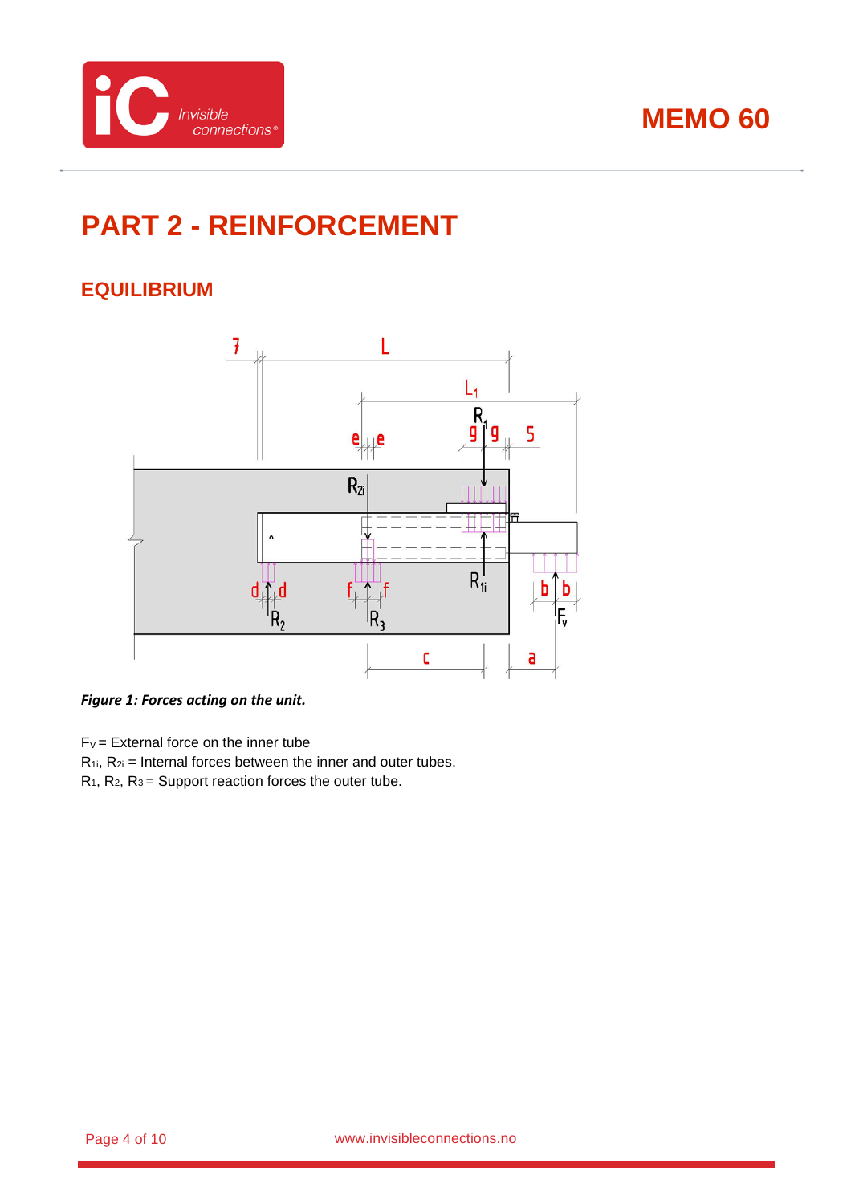# PART 2 - REINFORCEMENT

## EQUILIBRIUM

*Figure 1: Forces acting on the unit.*

$F_V$ = External force on the inner tube
$R_{1i}$, $R_{2i}$ = Internal forces between the inner and outer tubes.
$R_1$, $R_2$, $R_3$ = Support reaction forces the outer tube.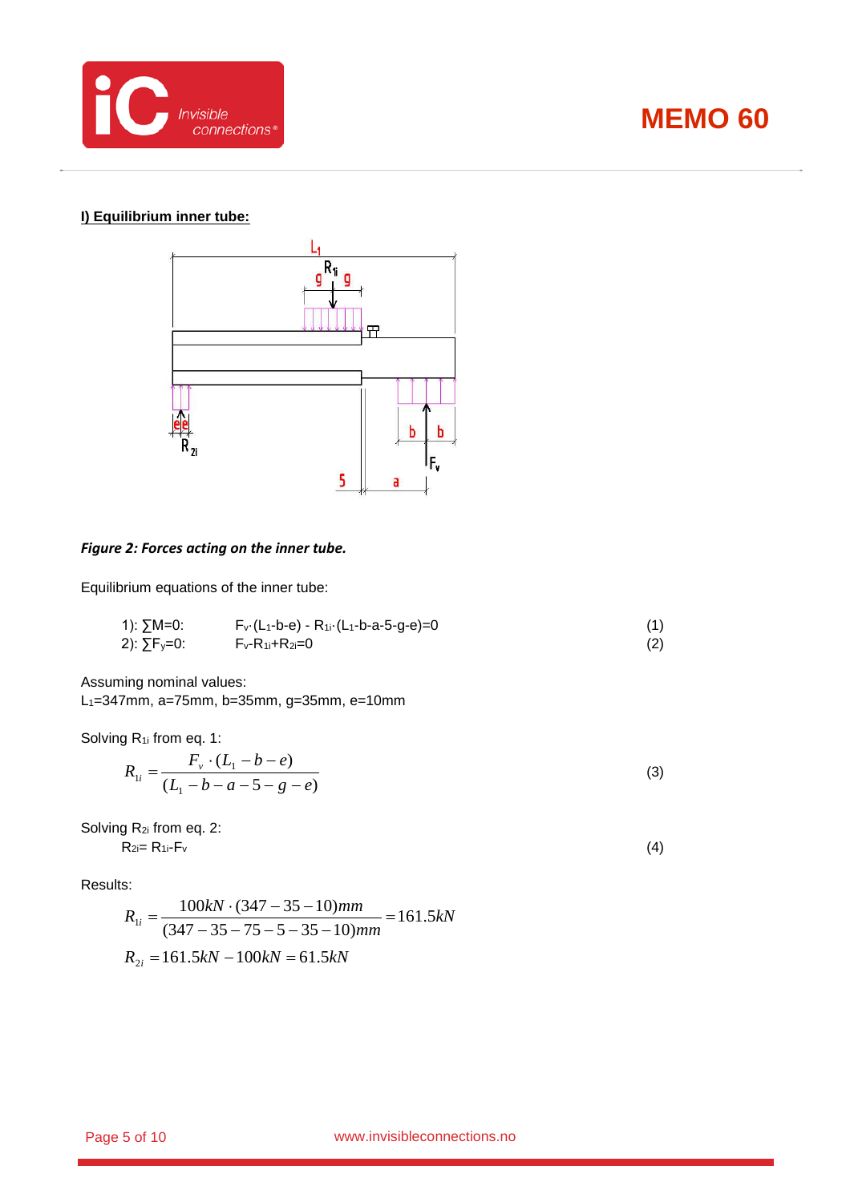## I) Equilibrium inner tube:

*Figure 2: Forces acting on the inner tube.*

Equilibrium equations of the inner tube:

1): $\sum M=0$: $F_v \cdot (L_1-b-e) - R_{1i} \cdot (L_1-b-a-5-g-e)=0$ (1)

2): $\sum F_y=0$: $F_v - R_{1i} + R_{2i}=0$ (2)

Assuming nominal values:
$L_1$=347mm, a=75mm, b=35mm, g=35mm, e=10mm

Solving $R_{1i}$ from eq. 1:

$$R_{1i} = \frac{F_v \cdot (L_1 - b - e)}{(L_1 - b - a - 5 - g - e)} \quad (3)$$

Solving $R_{2i}$ from eq. 2:

$$R_{2i} = R_{1i} - F_v \quad (4)$$

Results:

$$R_{1i} = \frac{100kN \cdot (347 - 35 - 10)mm}{(347 - 35 - 75 - 5 - 35 - 10)mm} = 161.5kN$$

$$R_{2i} = 161.5kN - 100kN = 61.5kN$$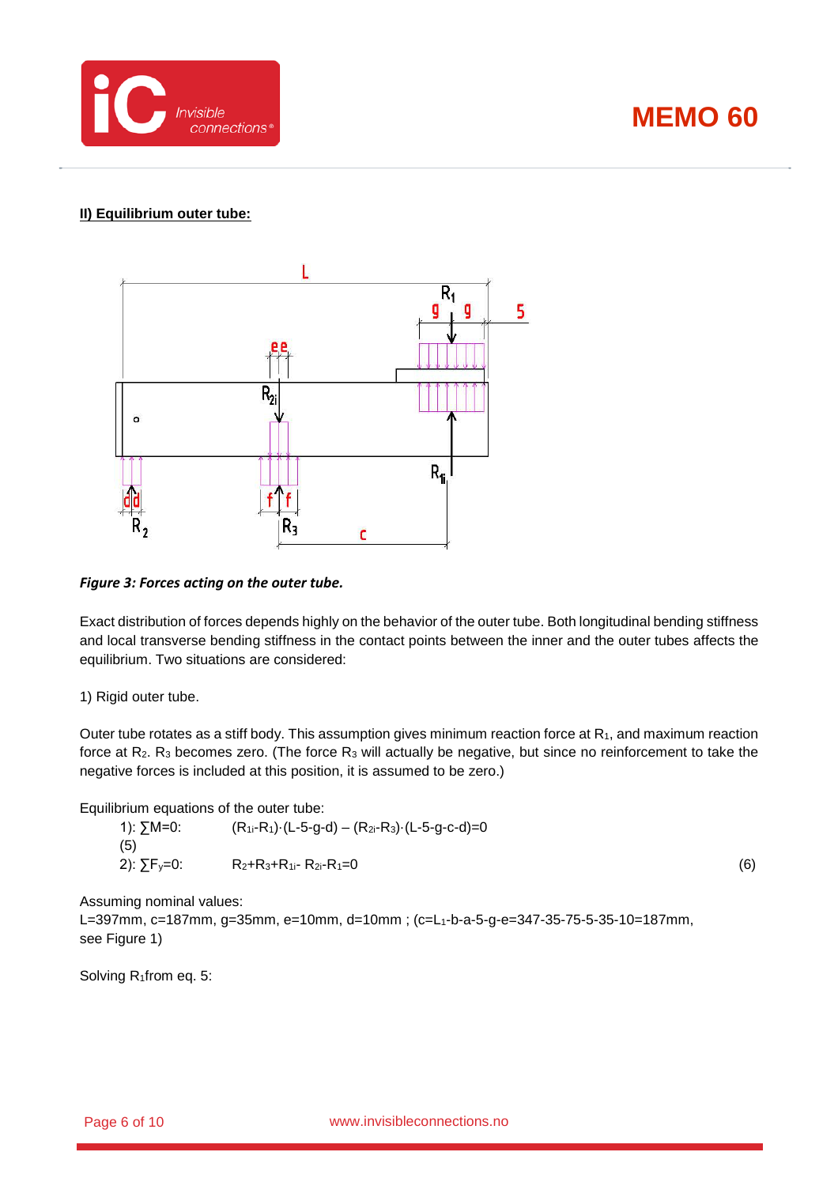**II) Equilibrium outer tube:**

*Figure 3: Forces acting on the outer tube.*

Exact distribution of forces depends highly on the behavior of the outer tube. Both longitudinal bending stiffness and local transverse bending stiffness in the contact points between the inner and the outer tubes affects the equilibrium. Two situations are considered:

1) Rigid outer tube.

Outer tube rotates as a stiff body. This assumption gives minimum reaction force at $R_1$, and maximum reaction force at $R_2$. $R_3$ becomes zero. (The force $R_3$ will actually be negative, but since no reinforcement to take the negative forces is included at this position, it is assumed to be zero.)

Equilibrium equations of the outer tube:

1): $\sum M=0$: $(R_{1i}-R_1)\cdot(L-5-g-d) - (R_{2i}-R_3)\cdot(L-5-g-c-d)=0$ (5)

2): $\sum F_y=0$: $R_2+R_3+R_{1i}-R_{2i}-R_1=0$ (6)

Assuming nominal values:
L=397mm, c=187mm, g=35mm, e=10mm, d=10mm ; ($c=L_1$-b-a-5-g-e=347-35-75-5-35-10=187mm, see Figure 1)

Solving $R_1$ from eq. 5: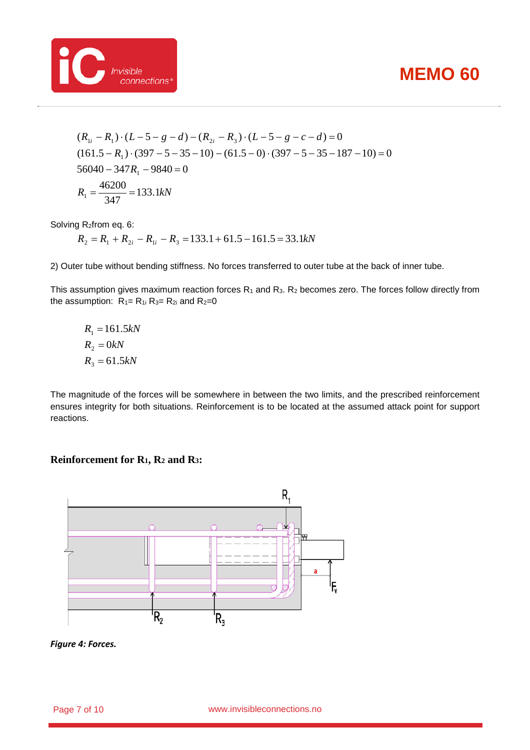$$(R_{1i} - R_1) \cdot (L - 5 - g - d) - (R_{2i} - R_3) \cdot (L - 5 - g - c - d) = 0$$
$$(161.5 - R_1) \cdot (397 - 5 - 35 - 10) - (61.5 - 0) \cdot (397 - 5 - 35 - 187 - 10) = 0$$
$$56040 - 347R_1 - 9840 = 0$$
$$R_1 = \frac{46200}{347} = 133.1kN$$

Solving $R_2$ from eq. 6:

$$R_2 = R_1 + R_{2i} - R_{1i} - R_3 = 133.1 + 61.5 - 161.5 = 33.1kN$$

2) Outer tube without bending stiffness. No forces transferred to outer tube at the back of inner tube.

This assumption gives maximum reaction forces $R_1$ and $R_3$. $R_2$ becomes zero. The forces follow directly from the assumption: $R_1 = R_{1i}$ $R_3 = R_{2i}$ and $R_2 = 0$

$$R_1 = 161.5kN$$
$$R_2 = 0kN$$
$$R_3 = 61.5kN$$

The magnitude of the forces will be somewhere in between the two limits, and the prescribed reinforcement ensures integrity for both situations. Reinforcement is to be located at the assumed attack point for support reactions.

**Reinforcement for $R_1$, $R_2$ and $R_3$:**

*Figure 4: Forces.*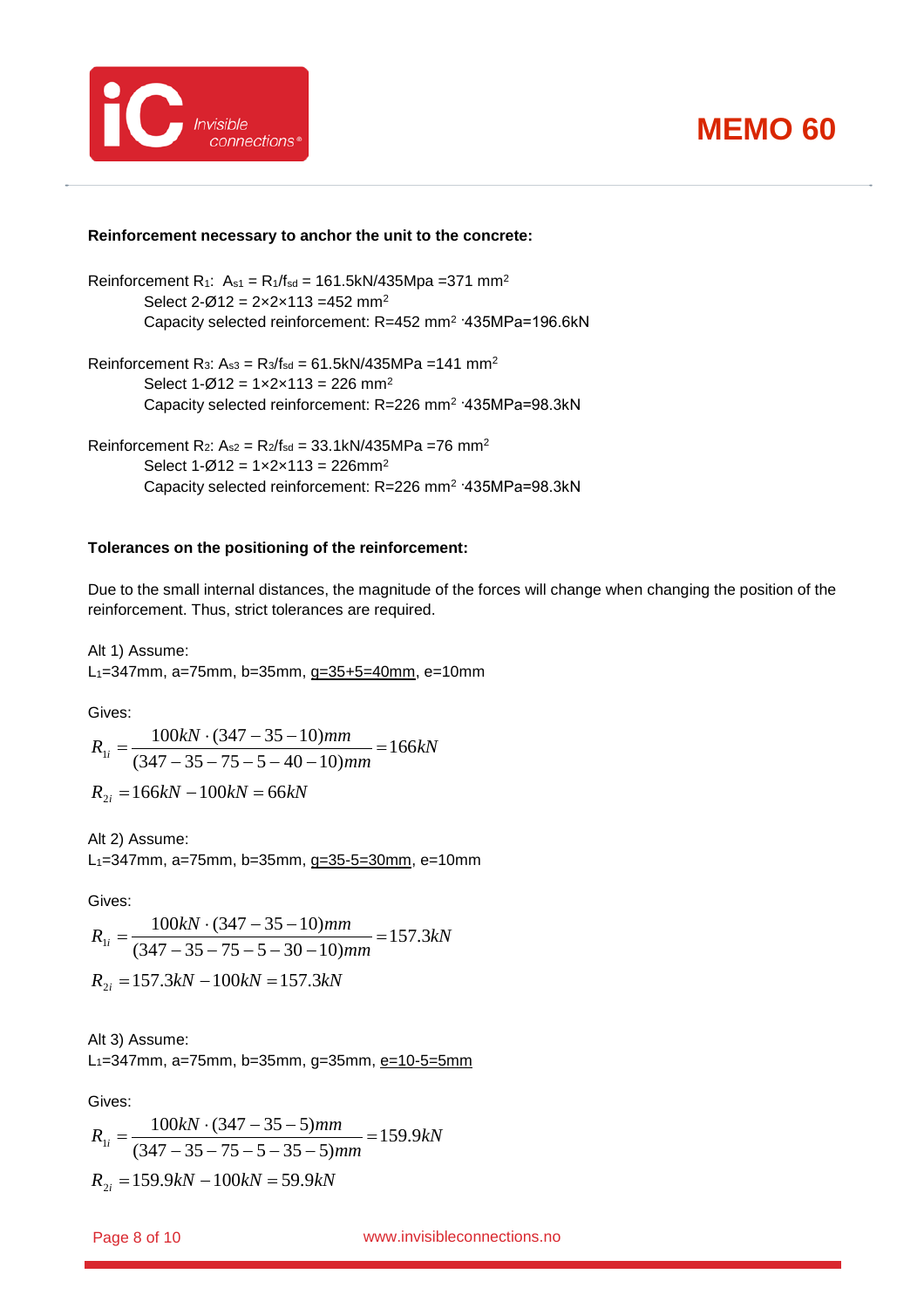**Reinforcement necessary to anchor the unit to the concrete:**

Reinforcement $R_1$: $A_{s1} = R_1/f_{sd}$ = 161.5kN/435Mpa =371 mm$^2$

Select 2-Ø12 = 2×2×113 =452 mm$^2$

Capacity selected reinforcement: R=452 mm$^2$ ·435MPa=196.6kN

Reinforcement $R_3$: $A_{s3} = R_3/f_{sd}$ = 61.5kN/435MPa =141 mm$^2$

Select 1-Ø12 = 1×2×113 = 226 mm$^2$

Capacity selected reinforcement: R=226 mm$^2$ ·435MPa=98.3kN

Reinforcement $R_2$: $A_{s2} = R_2/f_{sd}$ = 33.1kN/435MPa =76 mm$^2$

Select 1-Ø12 = 1×2×113 = 226mm$^2$

Capacity selected reinforcement: R=226 mm$^2$ ·435MPa=98.3kN

**Tolerances on the positioning of the reinforcement:**

Due to the small internal distances, the magnitude of the forces will change when changing the position of the reinforcement. Thus, strict tolerances are required.

Alt 1) Assume:

$L_1$=347mm, a=75mm, b=35mm, g=35+5=40mm, e=10mm

Gives:

$$R_{1i} = \frac{100kN \cdot (347-35-10)mm}{(347-35-75-5-40-10)mm} = 166kN$$

$$R_{2i} = 166kN - 100kN = 66kN$$

Alt 2) Assume:

$L_1$=347mm, a=75mm, b=35mm, g=35-5=30mm, e=10mm

Gives:

$$R_{1i} = \frac{100kN \cdot (347-35-10)mm}{(347-35-75-5-30-10)mm} = 157.3kN$$

$$R_{2i} = 157.3kN - 100kN = 157.3kN$$

Alt 3) Assume:

$L_1$=347mm, a=75mm, b=35mm, g=35mm, e=10-5=5mm

Gives:

$$R_{1i} = \frac{100kN \cdot (347-35-5)mm}{(347-35-75-5-35-5)mm} = 159.9kN$$

$$R_{2i} = 159.9kN - 100kN = 59.9kN$$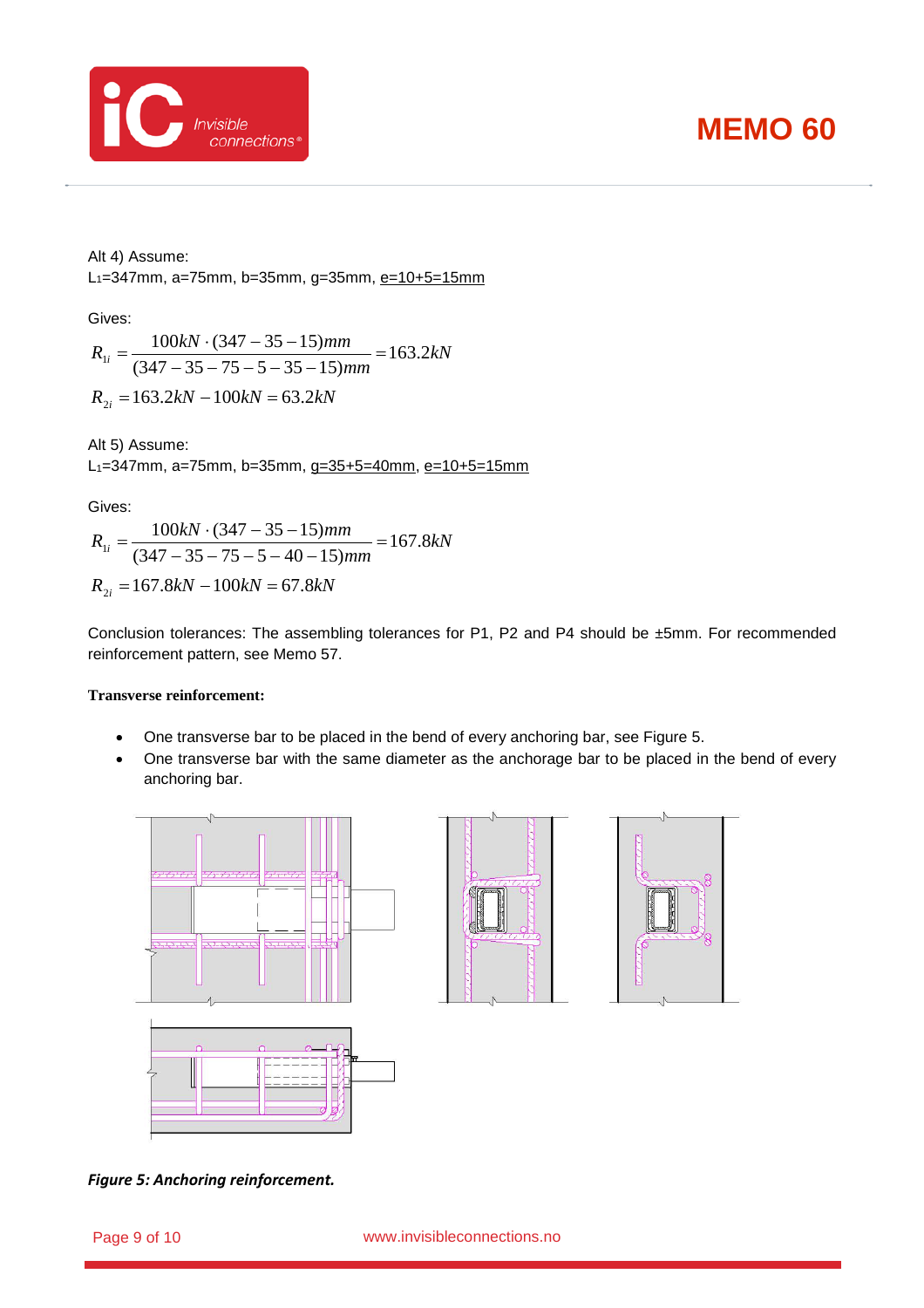Alt 4) Assume:
$L_1$=347mm, a=75mm, b=35mm, g=35mm, e=10+5=15mm

Gives:

$$R_{1i} = \frac{100kN \cdot (347 - 35 - 15)mm}{(347 - 35 - 75 - 5 - 35 - 15)mm} = 163.2kN$$

$$R_{2i} = 163.2kN - 100kN = 63.2kN$$

Alt 5) Assume:
$L_1$=347mm, a=75mm, b=35mm, g=35+5=40mm, e=10+5=15mm

Gives:

$$R_{1i} = \frac{100kN \cdot (347 - 35 - 15)mm}{(347 - 35 - 75 - 5 - 40 - 15)mm} = 167.8kN$$

$$R_{2i} = 167.8kN - 100kN = 67.8kN$$

Conclusion tolerances: The assembling tolerances for P1, P2 and P4 should be ±5mm. For recommended reinforcement pattern, see Memo 57.

**Transverse reinforcement:**

- One transverse bar to be placed in the bend of every anchoring bar, see Figure 5.
- One transverse bar with the same diameter as the anchorage bar to be placed in the bend of every anchoring bar.

***Figure 5: Anchoring reinforcement.***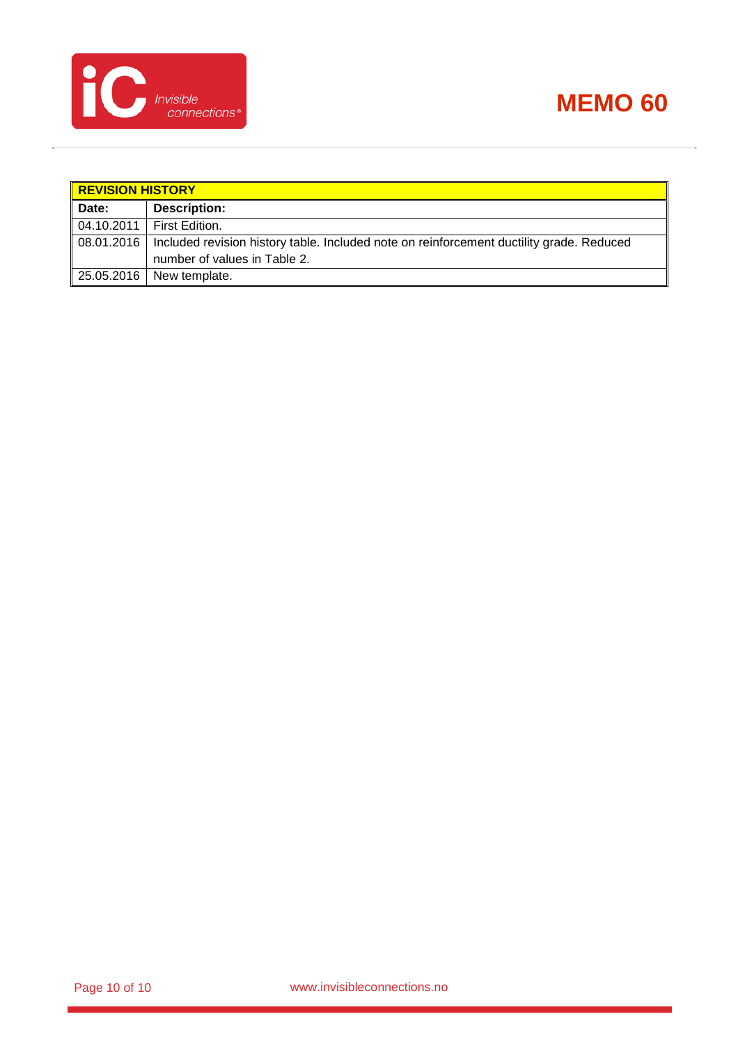| REVISION HISTORY | |
|---|---|
| **Date:** | **Description:** |
| 04.10.2011 | First Edition. |
| 08.01.2016 | Included revision history table. Included note on reinforcement ductility grade. Reduced number of values in Table 2. |
| 25.05.2016 | New template. |